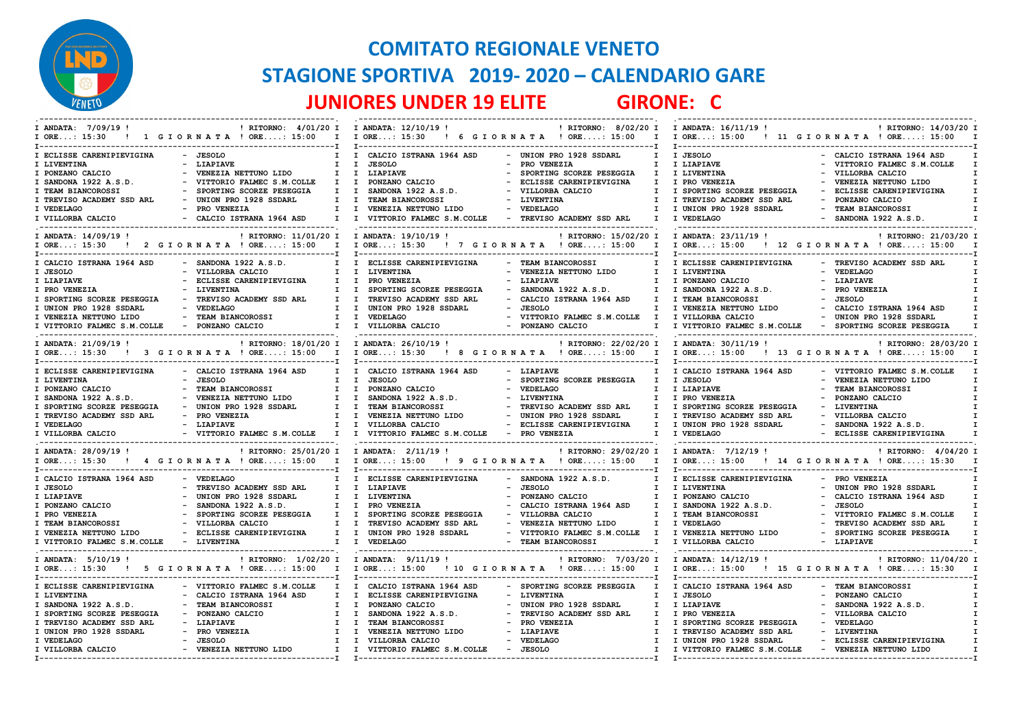# COMITATO REGIONALE VENETO

## STAGIONE SPORTIVA 2019- 2020 – CALENDARIO GARE

## JUNIORES UNDER 19 ELITE GIRONE: C

### 1 GIORNATA — ANDATA: 7/09/19 (ORE: 15:30) — RITORNO: 4/01/20 (ORE: 15:00)

| Casa | Ospite |
|---|---|
| ECLISSE CARENIPIEVIGINA | JESOLO |
| LIVENTINA | LIAPIAVE |
| PONZANO CALCIO | VENEZIA NETTUNO LIDO |
| SANDONA 1922 A.S.D. | VITTORIO FALMEC S.M.COLLE |
| TEAM BIANCOROSSI | SPORTING SCORZE PESEGGIA |
| TREVISO ACADEMY SSD ARL | UNION PRO 1928 SSDARL |
| VEDELAGO | PRO VENEZIA |
| VILLORBA CALCIO | CALCIO ISTRANA 1964 ASD |

### 2 GIORNATA — ANDATA: 14/09/19 (ORE: 15:30) — RITORNO: 11/01/20 (ORE: 15:00)

| Casa | Ospite |
|---|---|
| CALCIO ISTRANA 1964 ASD | SANDONA 1922 A.S.D. |
| JESOLO | VILLORBA CALCIO |
| LIAPIAVE | ECLISSE CARENIPIEVIGINA |
| PRO VENEZIA | LIVENTINA |
| SPORTING SCORZE PESEGGIA | TREVISO ACADEMY SSD ARL |
| UNION PRO 1928 SSDARL | VEDELAGO |
| VENEZIA NETTUNO LIDO | TEAM BIANCOROSSI |
| VITTORIO FALMEC S.M.COLLE | PONZANO CALCIO |

### 3 GIORNATA — ANDATA: 21/09/19 (ORE: 15:30) — RITORNO: 18/01/20 (ORE: 15:00)

| Casa | Ospite |
|---|---|
| ECLISSE CARENIPIEVIGINA | CALCIO ISTRANA 1964 ASD |
| LIVENTINA | JESOLO |
| PONZANO CALCIO | TEAM BIANCOROSSI |
| SANDONA 1922 A.S.D. | VENEZIA NETTUNO LIDO |
| SPORTING SCORZE PESEGGIA | UNION PRO 1928 SSDARL |
| TREVISO ACADEMY SSD ARL | PRO VENEZIA |
| VEDELAGO | LIAPIAVE |
| VILLORBA CALCIO | VITTORIO FALMEC S.M.COLLE |

### 4 GIORNATA — ANDATA: 28/09/19 (ORE: 15:30) — RITORNO: 25/01/20 (ORE: 15:00)

| Casa | Ospite |
|---|---|
| CALCIO ISTRANA 1964 ASD | VEDELAGO |
| JESOLO | TREVISO ACADEMY SSD ARL |
| LIAPIAVE | UNION PRO 1928 SSDARL |
| PONZANO CALCIO | SANDONA 1922 A.S.D. |
| PRO VENEZIA | SPORTING SCORZE PESEGGIA |
| TEAM BIANCOROSSI | VILLORBA CALCIO |
| VENEZIA NETTUNO LIDO | ECLISSE CARENIPIEVIGINA |
| VITTORIO FALMEC S.M.COLLE | LIVENTINA |

### 5 GIORNATA — ANDATA: 5/10/19 (ORE: 15:30) — RITORNO: 1/02/20 (ORE: 15:00)

| Casa | Ospite |
|---|---|
| ECLISSE CARENIPIEVIGINA | VITTORIO FALMEC S.M.COLLE |
| LIVENTINA | CALCIO ISTRANA 1964 ASD |
| SANDONA 1922 A.S.D. | TEAM BIANCOROSSI |
| SPORTING SCORZE PESEGGIA | PONZANO CALCIO |
| TREVISO ACADEMY SSD ARL | LIAPIAVE |
| UNION PRO 1928 SSDARL | PRO VENEZIA |
| VEDELAGO | JESOLO |
| VILLORBA CALCIO | VENEZIA NETTUNO LIDO |

### 6 GIORNATA — ANDATA: 12/10/19 (ORE: 15:30) — RITORNO: 8/02/20 (ORE: 15:00)

| Casa | Ospite |
|---|---|
| CALCIO ISTRANA 1964 ASD | UNION PRO 1928 SSDARL |
| JESOLO | PRO VENEZIA |
| LIAPIAVE | SPORTING SCORZE PESEGGIA |
| PONZANO CALCIO | ECLISSE CARENIPIEVIGINA |
| SANDONA 1922 A.S.D. | VILLORBA CALCIO |
| TEAM BIANCOROSSI | LIVENTINA |
| VENEZIA NETTUNO LIDO | VEDELAGO |
| VITTORIO FALMEC S.M.COLLE | TREVISO ACADEMY SSD ARL |

### 7 GIORNATA — ANDATA: 19/10/19 (ORE: 15:30) — RITORNO: 15/02/20 (ORE: 15:00)

| Casa | Ospite |
|---|---|
| ECLISSE CARENIPIEVIGINA | TEAM BIANCOROSSI |
| LIVENTINA | VENEZIA NETTUNO LIDO |
| PRO VENEZIA | LIAPIAVE |
| SPORTING SCORZE PESEGGIA | SANDONA 1922 A.S.D. |
| TREVISO ACADEMY SSD ARL | CALCIO ISTRANA 1964 ASD |
| UNION PRO 1928 SSDARL | JESOLO |
| VEDELAGO | VITTORIO FALMEC S.M.COLLE |
| VILLORBA CALCIO | PONZANO CALCIO |

### 8 GIORNATA — ANDATA: 26/10/19 (ORE: 15:30) — RITORNO: 22/02/20 (ORE: 15:00)

| Casa | Ospite |
|---|---|
| CALCIO ISTRANA 1964 ASD | LIAPIAVE |
| JESOLO | SPORTING SCORZE PESEGGIA |
| PONZANO CALCIO | VEDELAGO |
| SANDONA 1922 A.S.D. | LIVENTINA |
| TEAM BIANCOROSSI | TREVISO ACADEMY SSD ARL |
| VENEZIA NETTUNO LIDO | UNION PRO 1928 SSDARL |
| VILLORBA CALCIO | ECLISSE CARENIPIEVIGINA |
| VITTORIO FALMEC S.M.COLLE | PRO VENEZIA |

### 9 GIORNATA — ANDATA: 2/11/19 (ORE: 15:00) — RITORNO: 29/02/20 (ORE: 15:00)

| Casa | Ospite |
|---|---|
| ECLISSE CARENIPIEVIGINA | SANDONA 1922 A.S.D. |
| LIAPIAVE | JESOLO |
| LIVENTINA | PONZANO CALCIO |
| PRO VENEZIA | CALCIO ISTRANA 1964 ASD |
| SPORTING SCORZE PESEGGIA | VILLORBA CALCIO |
| TREVISO ACADEMY SSD ARL | VENEZIA NETTUNO LIDO |
| UNION PRO 1928 SSDARL | VITTORIO FALMEC S.M.COLLE |
| VEDELAGO | TEAM BIANCOROSSI |

### 10 GIORNATA — ANDATA: 9/11/19 (ORE: 15:00) — RITORNO: 7/03/20 (ORE: 15:00)

| Casa | Ospite |
|---|---|
| CALCIO ISTRANA 1964 ASD | SPORTING SCORZE PESEGGIA |
| ECLISSE CARENIPIEVIGINA | LIVENTINA |
| PONZANO CALCIO | UNION PRO 1928 SSDARL |
| SANDONA 1922 A.S.D. | TREVISO ACADEMY SSD ARL |
| TEAM BIANCOROSSI | PRO VENEZIA |
| VENEZIA NETTUNO LIDO | LIAPIAVE |
| VILLORBA CALCIO | VEDELAGO |
| VITTORIO FALMEC S.M.COLLE | JESOLO |

### 11 GIORNATA — ANDATA: 16/11/19 (ORE: 15:00) — RITORNO: 14/03/20 (ORE: 15:00)

| Casa | Ospite |
|---|---|
| JESOLO | CALCIO ISTRANA 1964 ASD |
| LIAPIAVE | VITTORIO FALMEC S.M.COLLE |
| LIVENTINA | VILLORBA CALCIO |
| PRO VENEZIA | VENEZIA NETTUNO LIDO |
| SPORTING SCORZE PESEGGIA | ECLISSE CARENIPIEVIGINA |
| TREVISO ACADEMY SSD ARL | PONZANO CALCIO |
| UNION PRO 1928 SSDARL | TEAM BIANCOROSSI |
| VEDELAGO | SANDONA 1922 A.S.D. |

### 12 GIORNATA — ANDATA: 23/11/19 (ORE: 15:00) — RITORNO: 21/03/20 (ORE: 15:00)

| Casa | Ospite |
|---|---|
| ECLISSE CARENIPIEVIGINA | TREVISO ACADEMY SSD ARL |
| LIVENTINA | VEDELAGO |
| PONZANO CALCIO | LIAPIAVE |
| SANDONA 1922 A.S.D. | PRO VENEZIA |
| TEAM BIANCOROSSI | JESOLO |
| VENEZIA NETTUNO LIDO | CALCIO ISTRANA 1964 ASD |
| VILLORBA CALCIO | UNION PRO 1928 SSDARL |
| VITTORIO FALMEC S.M.COLLE | SPORTING SCORZE PESEGGIA |

### 13 GIORNATA — ANDATA: 30/11/19 (ORE: 15:00) — RITORNO: 28/03/20 (ORE: 15:00)

| Casa | Ospite |
|---|---|
| CALCIO ISTRANA 1964 ASD | VITTORIO FALMEC S.M.COLLE |
| JESOLO | VENEZIA NETTUNO LIDO |
| LIAPIAVE | TEAM BIANCOROSSI |
| PRO VENEZIA | PONZANO CALCIO |
| SPORTING SCORZE PESEGGIA | LIVENTINA |
| TREVISO ACADEMY SSD ARL | VILLORBA CALCIO |
| UNION PRO 1928 SSDARL | SANDONA 1922 A.S.D. |
| VEDELAGO | ECLISSE CARENIPIEVIGINA |

### 14 GIORNATA — ANDATA: 7/12/19 (ORE: 15:00) — RITORNO: 4/04/20 (ORE: 15:30)

| Casa | Ospite |
|---|---|
| ECLISSE CARENIPIEVIGINA | PRO VENEZIA |
| LIVENTINA | UNION PRO 1928 SSDARL |
| PONZANO CALCIO | CALCIO ISTRANA 1964 ASD |
| SANDONA 1922 A.S.D. | JESOLO |
| TEAM BIANCOROSSI | VITTORIO FALMEC S.M.COLLE |
| VEDELAGO | TREVISO ACADEMY SSD ARL |
| VENEZIA NETTUNO LIDO | SPORTING SCORZE PESEGGIA |
| VILLORBA CALCIO | LIAPIAVE |

### 15 GIORNATA — ANDATA: 14/12/19 (ORE: 15:00) — RITORNO: 11/04/20 (ORE: 15:30)

| Casa | Ospite |
|---|---|
| CALCIO ISTRANA 1964 ASD | TEAM BIANCOROSSI |
| JESOLO | PONZANO CALCIO |
| LIAPIAVE | SANDONA 1922 A.S.D. |
| PRO VENEZIA | VILLORBA CALCIO |
| SPORTING SCORZE PESEGGIA | VEDELAGO |
| TREVISO ACADEMY SSD ARL | LIVENTINA |
| UNION PRO 1928 SSDARL | ECLISSE CARENIPIEVIGINA |
| VITTORIO FALMEC S.M.COLLE | VENEZIA NETTUNO LIDO |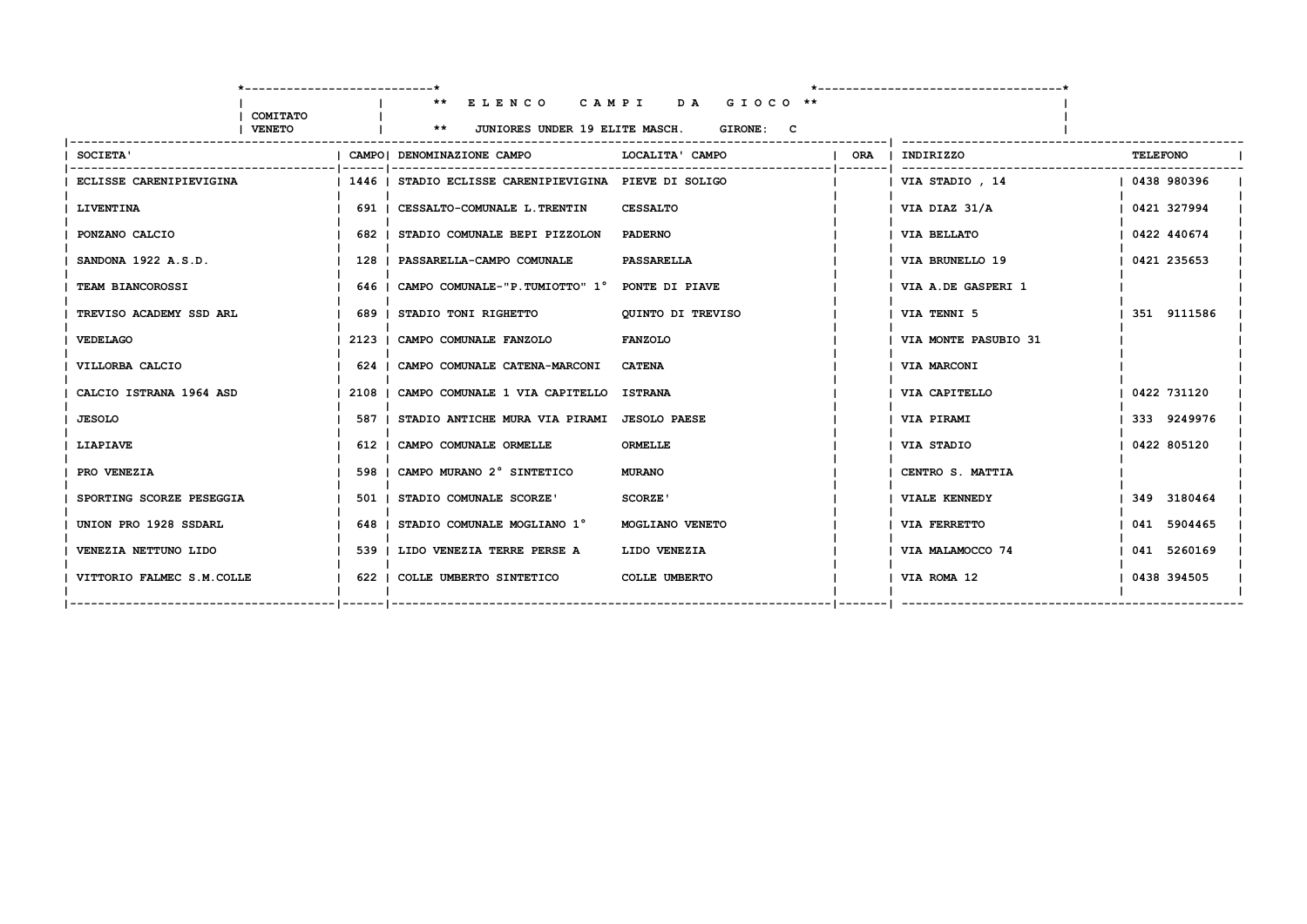**COMITATO VENETO**

**\*\* E L E N C O   C A M P I   D A   G I O C O \*\***

**\*\* JUNIORES UNDER 19 ELITE MASCH.   GIRONE: C**

| SOCIETA' | CAMPO | DENOMINAZIONE CAMPO | LOCALITA' CAMPO | ORA | INDIRIZZO | TELEFONO |
|---|---|---|---|---|---|---|
| ECLISSE CARENIPIEVIGINA | 1446 | STADIO ECLISSE CARENIPIEVIGINA | PIEVE DI SOLIGO | | VIA STADIO , 14 | 0438 980396 |
| LIVENTINA | 691 | CESSALTO-COMUNALE L.TRENTIN | CESSALTO | | VIA DIAZ 31/A | 0421 327994 |
| PONZANO CALCIO | 682 | STADIO COMUNALE BEPI PIZZOLON | PADERNO | | VIA BELLATO | 0422 440674 |
| SANDONA 1922 A.S.D. | 128 | PASSARELLA-CAMPO COMUNALE | PASSARELLA | | VIA BRUNELLO 19 | 0421 235653 |
| TEAM BIANCOROSSI | 646 | CAMPO COMUNALE-"P.TUMIOTTO" 1° | PONTE DI PIAVE | | VIA A.DE GASPERI 1 | |
| TREVISO ACADEMY SSD ARL | 689 | STADIO TONI RIGHETTO | QUINTO DI TREVISO | | VIA TENNI 5 | 351 9111586 |
| VEDELAGO | 2123 | CAMPO COMUNALE FANZOLO | FANZOLO | | VIA MONTE PASUBIO 31 | |
| VILLORBA CALCIO | 624 | CAMPO COMUNALE CATENA-MARCONI | CATENA | | VIA MARCONI | |
| CALCIO ISTRANA 1964 ASD | 2108 | CAMPO COMUNALE 1 VIA CAPITELLO | ISTRANA | | VIA CAPITELLO | 0422 731120 |
| JESOLO | 587 | STADIO ANTICHE MURA VIA PIRAMI | JESOLO PAESE | | VIA PIRAMI | 333 9249976 |
| LIAPIAVE | 612 | CAMPO COMUNALE ORMELLE | ORMELLE | | VIA STADIO | 0422 805120 |
| PRO VENEZIA | 598 | CAMPO MURANO 2° SINTETICO | MURANO | | CENTRO S. MATTIA | |
| SPORTING SCORZE PESEGGIA | 501 | STADIO COMUNALE SCORZE' | SCORZE' | | VIALE KENNEDY | 349 3180464 |
| UNION PRO 1928 SSDARL | 648 | STADIO COMUNALE MOGLIANO 1° | MOGLIANO VENETO | | VIA FERRETTO | 041 5904465 |
| VENEZIA NETTUNO LIDO | 539 | LIDO VENEZIA TERRE PERSE A | LIDO VENEZIA | | VIA MALAMOCCO 74 | 041 5260169 |
| VITTORIO FALMEC S.M.COLLE | 622 | COLLE UMBERTO SINTETICO | COLLE UMBERTO | | VIA ROMA 12 | 0438 394505 |